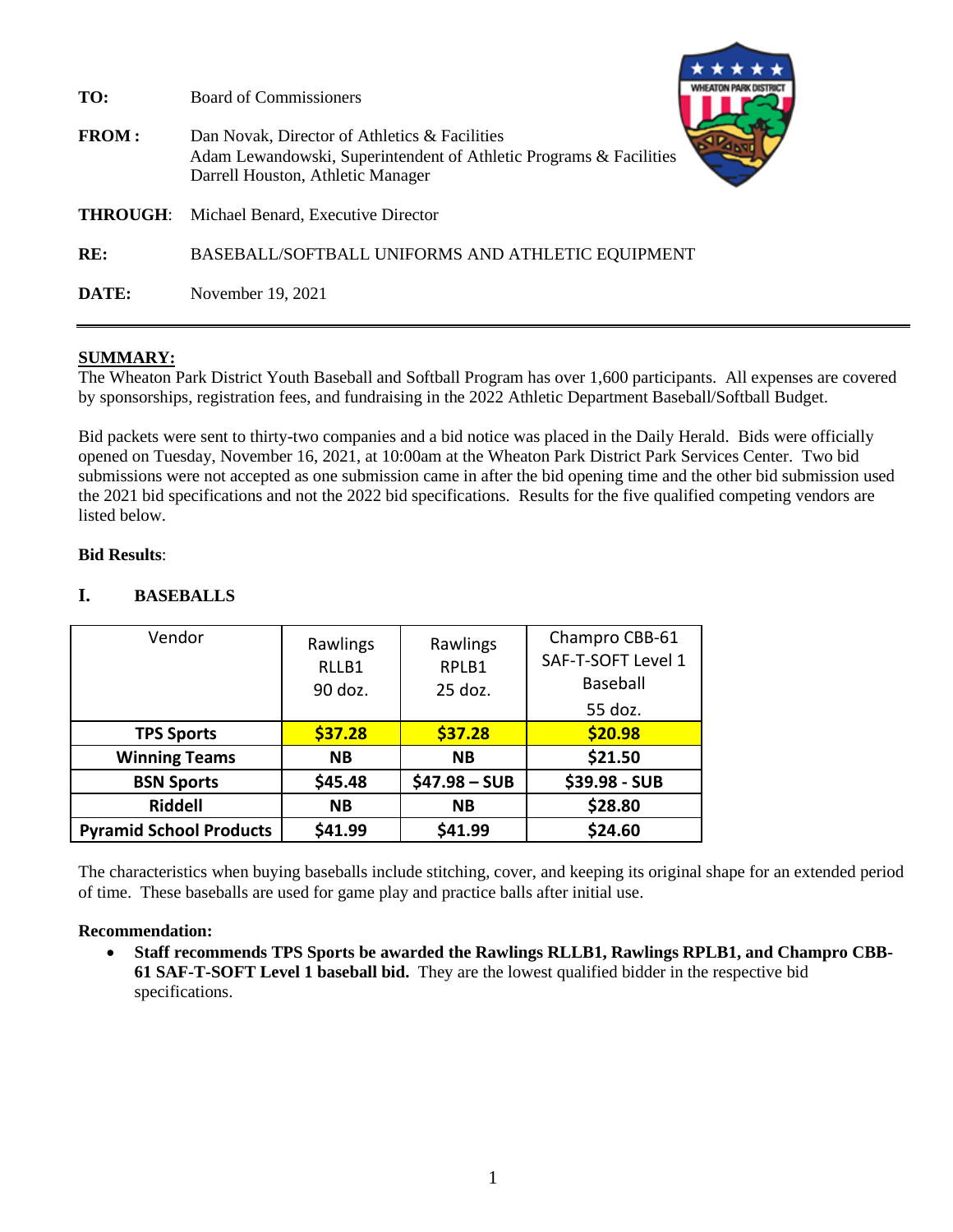**TO:** Board of Commissioners

**FROM :** Dan Novak, Director of Athletics & Facilities
Adam Lewandowski, Superintendent of Athletic Programs & Facilities
Darrell Houston, Athletic Manager

**THROUGH**: Michael Benard, Executive Director

**RE:** BASEBALL/SOFTBALL UNIFORMS AND ATHLETIC EQUIPMENT

**DATE:** November 19, 2021

---

**SUMMARY:**

The Wheaton Park District Youth Baseball and Softball Program has over 1,600 participants. All expenses are covered by sponsorships, registration fees, and fundraising in the 2022 Athletic Department Baseball/Softball Budget.

Bid packets were sent to thirty-two companies and a bid notice was placed in the Daily Herald. Bids were officially opened on Tuesday, November 16, 2021, at 10:00am at the Wheaton Park District Park Services Center. Two bid submissions were not accepted as one submission came in after the bid opening time and the other bid submission used the 2021 bid specifications and not the 2022 bid specifications. Results for the five qualified competing vendors are listed below.

**Bid Results**:

## I. BASEBALLS

| Vendor | Rawlings RLLB1 90 doz. | Rawlings RPLB1 25 doz. | Champro CBB-61 SAF-T-SOFT Level 1 Baseball 55 doz. |
|---|---|---|---|
| **TPS Sports** | **$37.28** | **$37.28** | **$20.98** |
| **Winning Teams** | **NB** | **NB** | **$21.50** |
| **BSN Sports** | **$45.48** | **$47.98 – SUB** | **$39.98 - SUB** |
| **Riddell** | **NB** | **NB** | **$28.80** |
| **Pyramid School Products** | **$41.99** | **$41.99** | **$24.60** |

The characteristics when buying baseballs include stitching, cover, and keeping its original shape for an extended period of time. These baseballs are used for game play and practice balls after initial use.

**Recommendation:**

- **Staff recommends TPS Sports be awarded the Rawlings RLLB1, Rawlings RPLB1, and Champro CBB-61 SAF-T-SOFT Level 1 baseball bid.** They are the lowest qualified bidder in the respective bid specifications.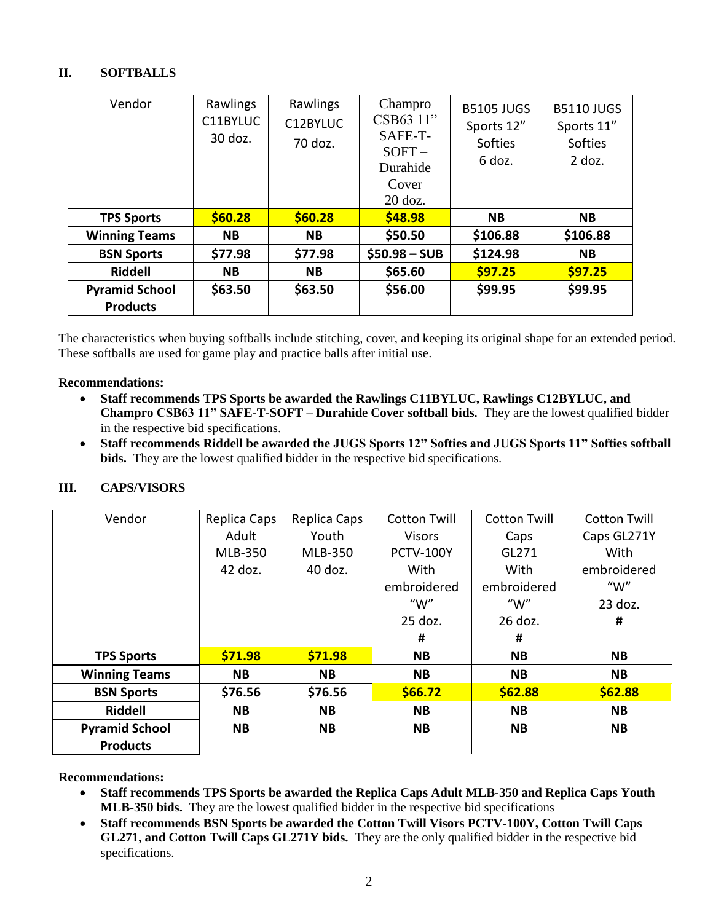## II. SOFTBALLS

| Vendor | Rawlings C11BYLUC 30 doz. | Rawlings C12BYLUC 70 doz. | Champro CSB63 11" SAFE-T-SOFT – Durahide Cover 20 doz. | B5105 JUGS Sports 12" Softies 6 doz. | B5110 JUGS Sports 11" Softies 2 doz. |
|---|---|---|---|---|---|
| **TPS Sports** | **$60.28** | **$60.28** | **$48.98** | **NB** | **NB** |
| **Winning Teams** | **NB** | **NB** | **$50.50** | **$106.88** | **$106.88** |
| **BSN Sports** | **$77.98** | **$77.98** | **$50.98 – SUB** | **$124.98** | **NB** |
| **Riddell** | **NB** | **NB** | **$65.60** | **$97.25** | **$97.25** |
| **Pyramid School Products** | **$63.50** | **$63.50** | **$56.00** | **$99.95** | **$99.95** |

The characteristics when buying softballs include stitching, cover, and keeping its original shape for an extended period. These softballs are used for game play and practice balls after initial use.

**Recommendations:**

- **Staff recommends TPS Sports be awarded the Rawlings C11BYLUC, Rawlings C12BYLUC, and Champro CSB63 11" SAFE-T-SOFT – Durahide Cover softball bids.** They are the lowest qualified bidder in the respective bid specifications.
- **Staff recommends Riddell be awarded the JUGS Sports 12" Softies and JUGS Sports 11" Softies softball bids.** They are the lowest qualified bidder in the respective bid specifications.

## III. CAPS/VISORS

| Vendor | Replica Caps Adult MLB-350 42 doz. | Replica Caps Youth MLB-350 40 doz. | Cotton Twill Visors PCTV-100Y With embroidered "W" 25 doz. # | Cotton Twill Caps GL271 With embroidered "W" 26 doz. # | Cotton Twill Caps GL271Y With embroidered "W" 23 doz. # |
|---|---|---|---|---|---|
| **TPS Sports** | **$71.98** | **$71.98** | **NB** | **NB** | **NB** |
| **Winning Teams** | **NB** | **NB** | **NB** | **NB** | **NB** |
| **BSN Sports** | **$76.56** | **$76.56** | **$66.72** | **$62.88** | **$62.88** |
| **Riddell** | **NB** | **NB** | **NB** | **NB** | **NB** |
| **Pyramid School Products** | **NB** | **NB** | **NB** | **NB** | **NB** |

**Recommendations:**

- **Staff recommends TPS Sports be awarded the Replica Caps Adult MLB-350 and Replica Caps Youth MLB-350 bids.** They are the lowest qualified bidder in the respective bid specifications
- **Staff recommends BSN Sports be awarded the Cotton Twill Visors PCTV-100Y, Cotton Twill Caps GL271, and Cotton Twill Caps GL271Y bids.** They are the only qualified bidder in the respective bid specifications.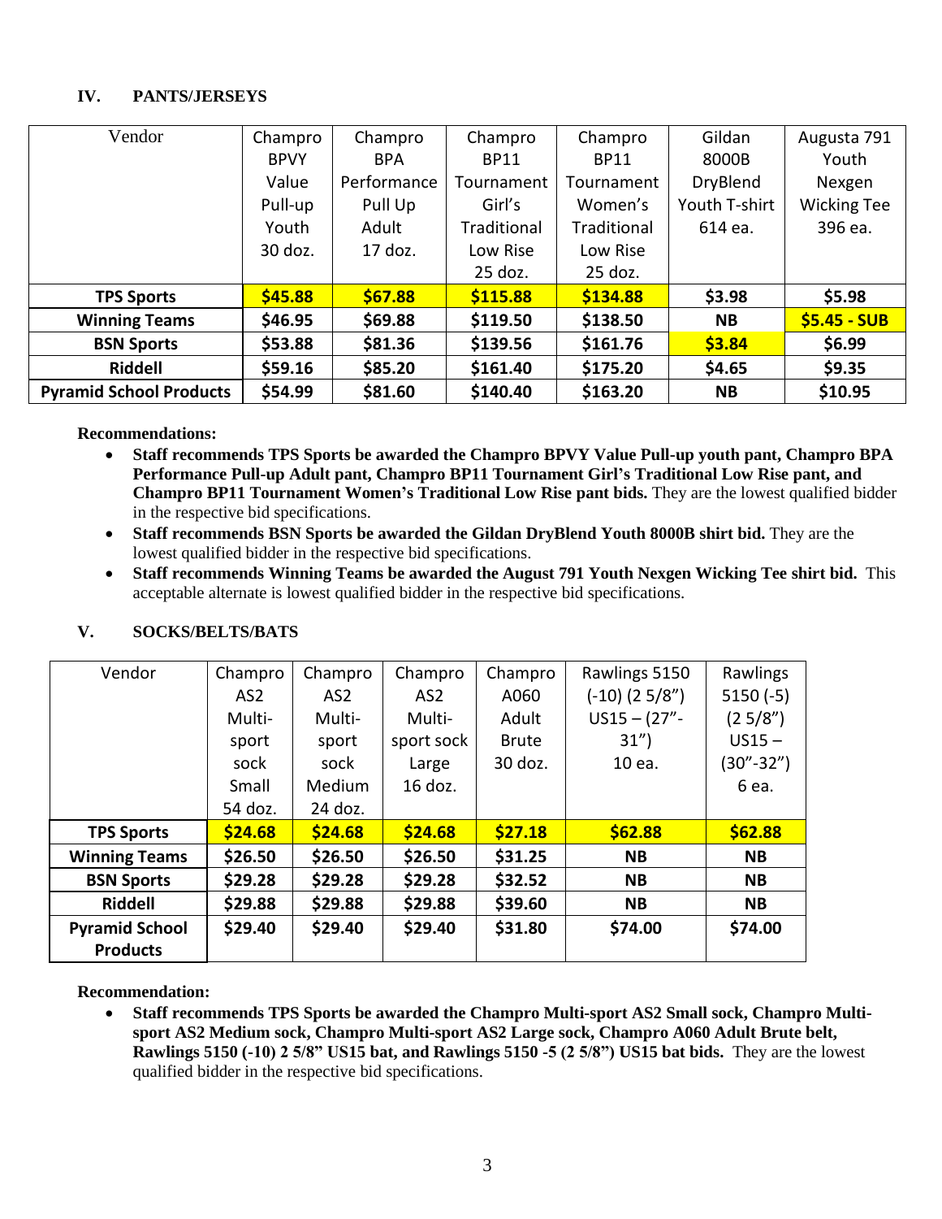## IV. PANTS/JERSEYS

| Vendor | Champro BPVY Value Pull-up Youth 30 doz. | Champro BPA Performance Pull Up Adult 17 doz. | Champro BP11 Tournament Girl's Traditional Low Rise 25 doz. | Champro BP11 Tournament Women's Traditional Low Rise 25 doz. | Gildan 8000B DryBlend Youth T-shirt 614 ea. | Augusta 791 Youth Nexgen Wicking Tee 396 ea. |
|---|---|---|---|---|---|---|
| **TPS Sports** | **$45.88** | **$67.88** | **$115.88** | **$134.88** | **$3.98** | **$5.98** |
| **Winning Teams** | **$46.95** | **$69.88** | **$119.50** | **$138.50** | **NB** | **$5.45 - SUB** |
| **BSN Sports** | **$53.88** | **$81.36** | **$139.56** | **$161.76** | **$3.84** | **$6.99** |
| **Riddell** | **$59.16** | **$85.20** | **$161.40** | **$175.20** | **$4.65** | **$9.35** |
| **Pyramid School Products** | **$54.99** | **$81.60** | **$140.40** | **$163.20** | **NB** | **$10.95** |

**Recommendations:**

- **Staff recommends TPS Sports be awarded the Champro BPVY Value Pull-up youth pant, Champro BPA Performance Pull-up Adult pant, Champro BP11 Tournament Girl's Traditional Low Rise pant, and Champro BP11 Tournament Women's Traditional Low Rise pant bids.** They are the lowest qualified bidder in the respective bid specifications.
- **Staff recommends BSN Sports be awarded the Gildan DryBlend Youth 8000B shirt bid.** They are the lowest qualified bidder in the respective bid specifications.
- **Staff recommends Winning Teams be awarded the August 791 Youth Nexgen Wicking Tee shirt bid.** This acceptable alternate is lowest qualified bidder in the respective bid specifications.

## V. SOCKS/BELTS/BATS

| Vendor | Champro AS2 Multi-sport sock Small 54 doz. | Champro AS2 Multi-sport sock Medium 24 doz. | Champro AS2 Multi-sport sock Large 16 doz. | Champro A060 Adult Brute 30 doz. | Rawlings 5150 (-10) (2 5/8") US15 – (27"-31") 10 ea. | Rawlings 5150 (-5) (2 5/8") US15 – (30"-32") 6 ea. |
|---|---|---|---|---|---|---|
| **TPS Sports** | **$24.68** | **$24.68** | **$24.68** | **$27.18** | **$62.88** | **$62.88** |
| **Winning Teams** | **$26.50** | **$26.50** | **$26.50** | **$31.25** | **NB** | **NB** |
| **BSN Sports** | **$29.28** | **$29.28** | **$29.28** | **$32.52** | **NB** | **NB** |
| **Riddell** | **$29.88** | **$29.88** | **$29.88** | **$39.60** | **NB** | **NB** |
| **Pyramid School Products** | **$29.40** | **$29.40** | **$29.40** | **$31.80** | **$74.00** | **$74.00** |

**Recommendation:**

- **Staff recommends TPS Sports be awarded the Champro Multi-sport AS2 Small sock, Champro Multi-sport AS2 Medium sock, Champro Multi-sport AS2 Large sock, Champro A060 Adult Brute belt, Rawlings 5150 (-10) 2 5/8" US15 bat, and Rawlings 5150 -5 (2 5/8") US15 bat bids.** They are the lowest qualified bidder in the respective bid specifications.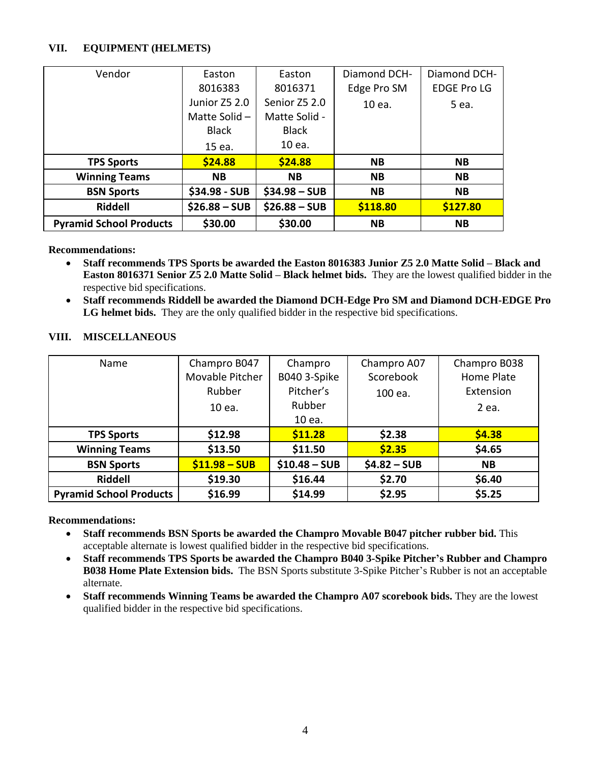## VII. EQUIPMENT (HELMETS)

| Vendor | Easton 8016383 Junior Z5 2.0 Matte Solid – Black 15 ea. | Easton 8016371 Senior Z5 2.0 Matte Solid - Black 10 ea. | Diamond DCH-Edge Pro SM 10 ea. | Diamond DCH-EDGE Pro LG 5 ea. |
|---|---|---|---|---|
| **TPS Sports** | **$24.88** | **$24.88** | **NB** | **NB** |
| **Winning Teams** | **NB** | **NB** | **NB** | **NB** |
| **BSN Sports** | **$34.98 - SUB** | **$34.98 – SUB** | **NB** | **NB** |
| **Riddell** | **$26.88 – SUB** | **$26.88 – SUB** | **$118.80** | **$127.80** |
| **Pyramid School Products** | **$30.00** | **$30.00** | **NB** | **NB** |

**Recommendations:**

- **Staff recommends TPS Sports be awarded the Easton 8016383 Junior Z5 2.0 Matte Solid – Black and Easton 8016371 Senior Z5 2.0 Matte Solid – Black helmet bids.** They are the lowest qualified bidder in the respective bid specifications.
- **Staff recommends Riddell be awarded the Diamond DCH-Edge Pro SM and Diamond DCH-EDGE Pro LG helmet bids.** They are the only qualified bidder in the respective bid specifications.

## VIII. MISCELLANEOUS

| Name | Champro B047 Movable Pitcher Rubber 10 ea. | Champro B040 3-Spike Pitcher's Rubber 10 ea. | Champro A07 Scorebook 100 ea. | Champro B038 Home Plate Extension 2 ea. |
|---|---|---|---|---|
| **TPS Sports** | **$12.98** | **$11.28** | **$2.38** | **$4.38** |
| **Winning Teams** | **$13.50** | **$11.50** | **$2.35** | **$4.65** |
| **BSN Sports** | **$11.98 – SUB** | **$10.48 – SUB** | **$4.82 – SUB** | **NB** |
| **Riddell** | **$19.30** | **$16.44** | **$2.70** | **$6.40** |
| **Pyramid School Products** | **$16.99** | **$14.99** | **$2.95** | **$5.25** |

**Recommendations:**

- **Staff recommends BSN Sports be awarded the Champro Movable B047 pitcher rubber bid.** This acceptable alternate is lowest qualified bidder in the respective bid specifications.
- **Staff recommends TPS Sports be awarded the Champro B040 3-Spike Pitcher's Rubber and Champro B038 Home Plate Extension bids.** The BSN Sports substitute 3-Spike Pitcher's Rubber is not an acceptable alternate.
- **Staff recommends Winning Teams be awarded the Champro A07 scorebook bids.** They are the lowest qualified bidder in the respective bid specifications.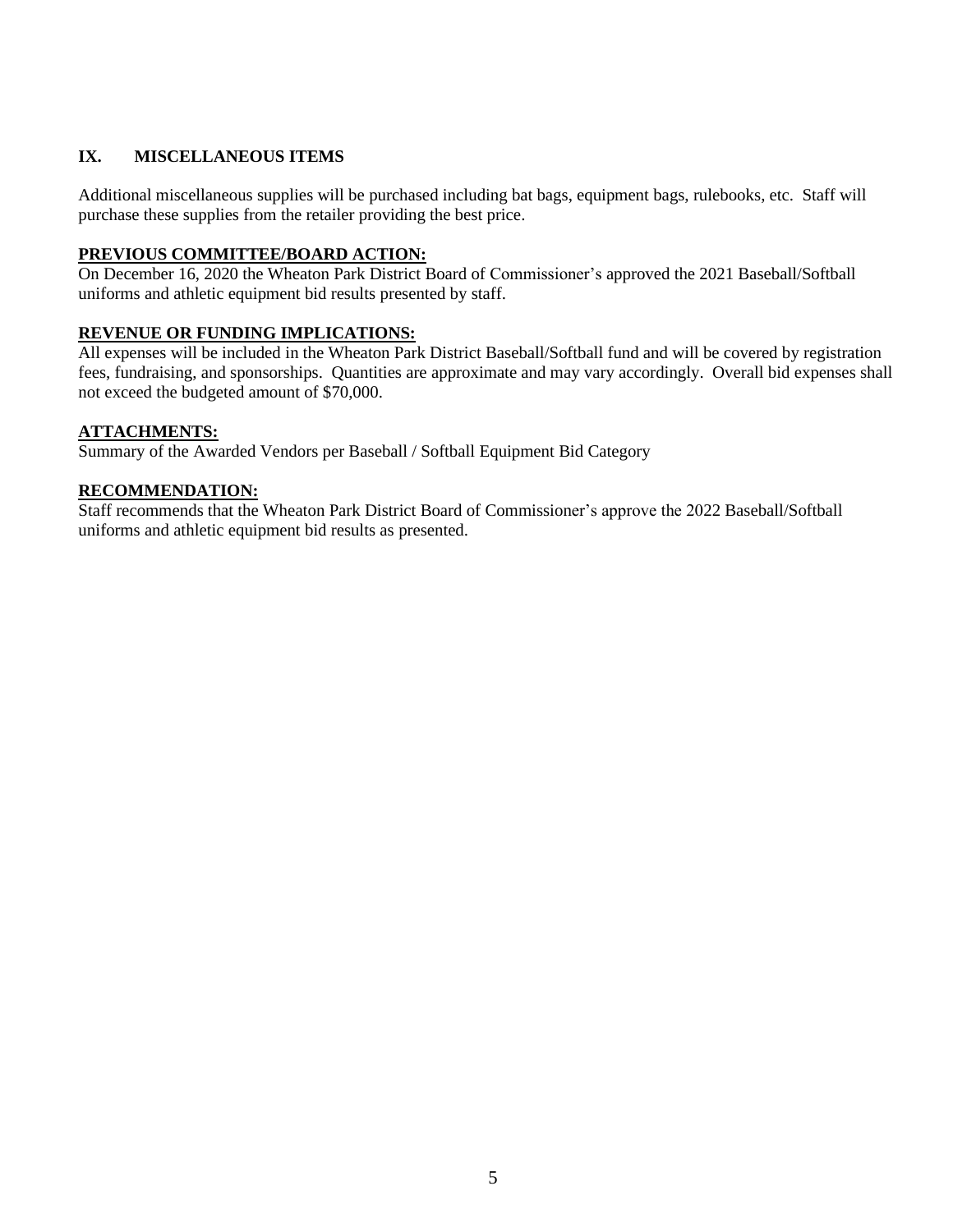## IX. MISCELLANEOUS ITEMS

Additional miscellaneous supplies will be purchased including bat bags, equipment bags, rulebooks, etc. Staff will purchase these supplies from the retailer providing the best price.

**PREVIOUS COMMITTEE/BOARD ACTION:**
On December 16, 2020 the Wheaton Park District Board of Commissioner's approved the 2021 Baseball/Softball uniforms and athletic equipment bid results presented by staff.

**REVENUE OR FUNDING IMPLICATIONS:**
All expenses will be included in the Wheaton Park District Baseball/Softball fund and will be covered by registration fees, fundraising, and sponsorships. Quantities are approximate and may vary accordingly. Overall bid expenses shall not exceed the budgeted amount of $70,000.

**ATTACHMENTS:**
Summary of the Awarded Vendors per Baseball / Softball Equipment Bid Category

**RECOMMENDATION:**
Staff recommends that the Wheaton Park District Board of Commissioner's approve the 2022 Baseball/Softball uniforms and athletic equipment bid results as presented.